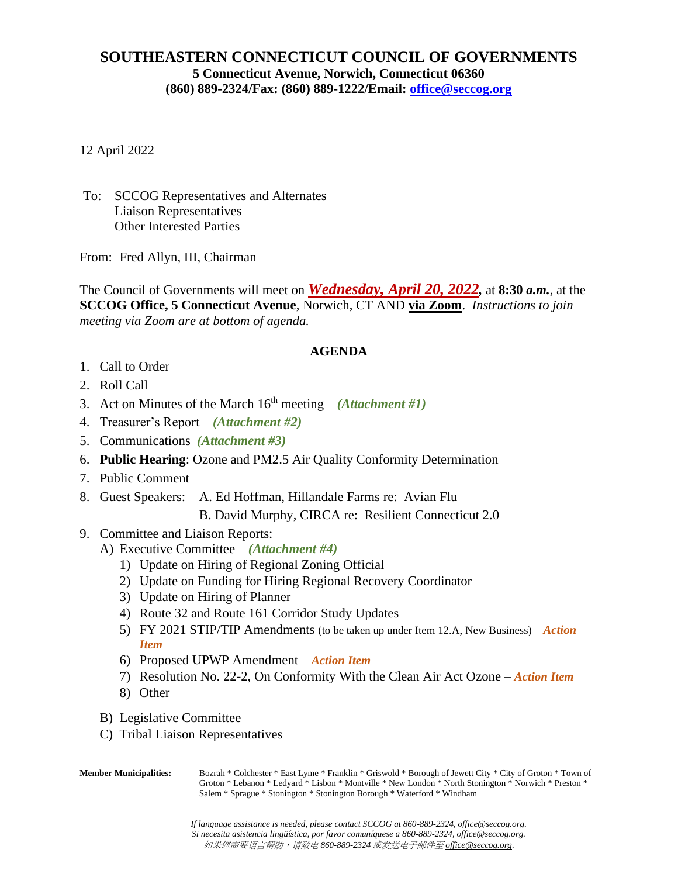# SOUTHEASTERN CONNECTICUT COUNCIL OF GOVERNMENTS

**5 Connecticut Avenue, Norwich, Connecticut 06360**
**(860) 889-2324/Fax: (860) 889-1222/Email: office@seccog.org**

---

12 April 2022

To: SCCOG Representatives and Alternates
Liaison Representatives
Other Interested Parties

From: Fred Allyn, III, Chairman

The Council of Governments will meet on ***Wednesday, April 20, 2022***, at **8:30 *a.m.***, at the **SCCOG Office, 5 Connecticut Avenue**, Norwich, CT AND **via Zoom**. *Instructions to join meeting via Zoom are at bottom of agenda.*

## AGENDA

1. Call to Order
2. Roll Call
3. Act on Minutes of the March 16th meeting ***(Attachment #1)***
4. Treasurer's Report ***(Attachment #2)***
5. Communications ***(Attachment #3)***
6. **Public Hearing**: Ozone and PM2.5 Air Quality Conformity Determination
7. Public Comment
8. Guest Speakers: A. Ed Hoffman, Hillandale Farms re: Avian Flu
   B. David Murphy, CIRCA re: Resilient Connecticut 2.0
9. Committee and Liaison Reports:
   A) Executive Committee ***(Attachment #4)***
      1) Update on Hiring of Regional Zoning Official
      2) Update on Funding for Hiring Regional Recovery Coordinator
      3) Update on Hiring of Planner
      4) Route 32 and Route 161 Corridor Study Updates
      5) FY 2021 STIP/TIP Amendments (to be taken up under Item 12.A, New Business) – ***Action Item***
      6) Proposed UPWP Amendment – ***Action Item***
      7) Resolution No. 22-2, On Conformity With the Clean Air Act Ozone – ***Action Item***
      8) Other
   B) Legislative Committee
   C) Tribal Liaison Representatives

---

**Member Municipalities:** Bozrah * Colchester * East Lyme * Franklin * Griswold * Borough of Jewett City * City of Groton * Town of Groton * Lebanon * Ledyard * Lisbon * Montville * New London * North Stonington * Norwich * Preston * Salem * Sprague * Stonington * Stonington Borough * Waterford * Windham

*If language assistance is needed, please contact SCCOG at 860-889-2324, office@seccog.org.*
*Si necesita asistencia lingüística, por favor comuníquese a 860-889-2324, office@seccog.org.*
*如果您需要语言帮助，请致电 860-889-2324 或发送电子邮件至 office@seccog.org.*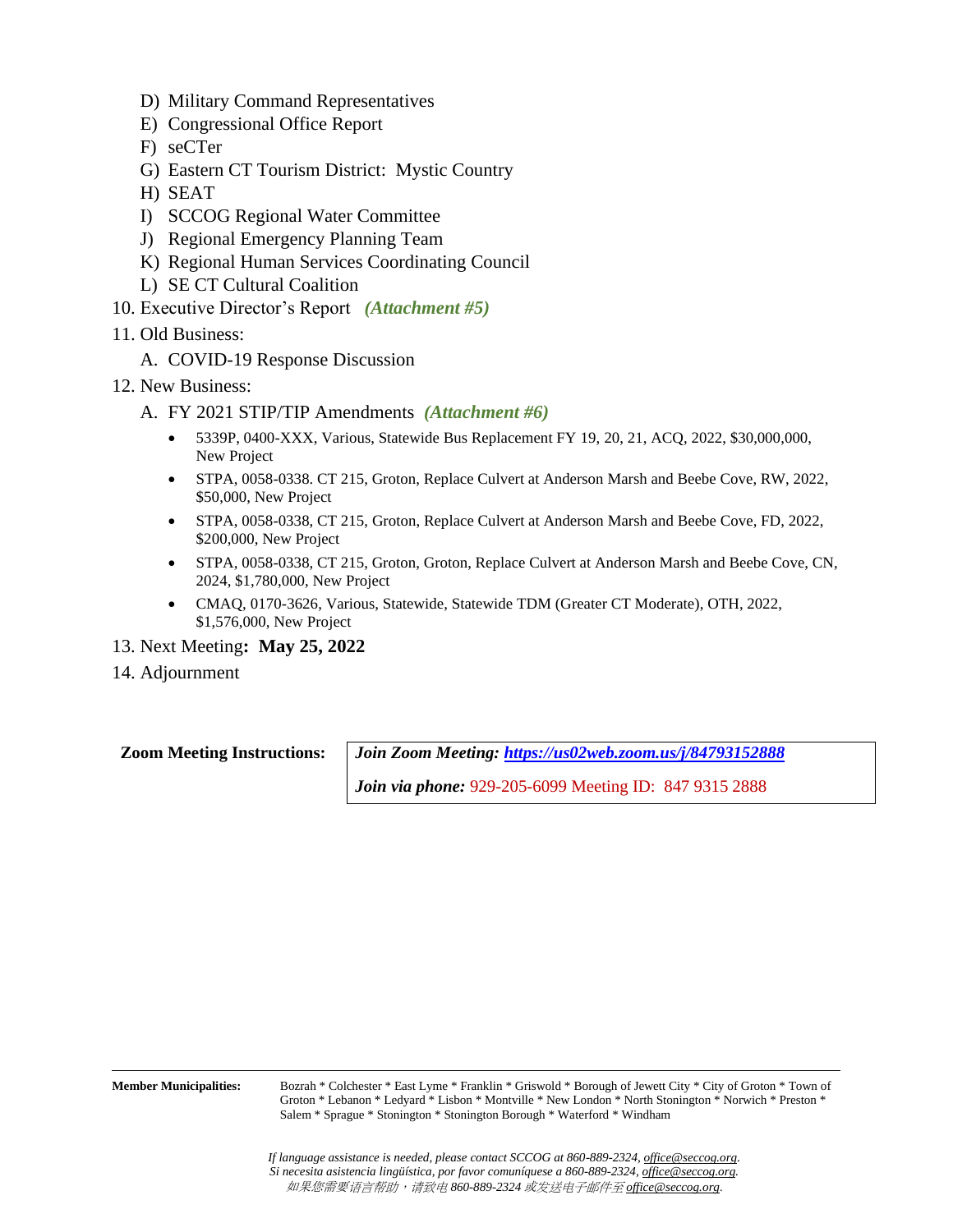D) Military Command Representatives
E) Congressional Office Report
F) seCTer
G) Eastern CT Tourism District: Mystic Country
H) SEAT
I) SCCOG Regional Water Committee
J) Regional Emergency Planning Team
K) Regional Human Services Coordinating Council
L) SE CT Cultural Coalition

10. Executive Director's Report ***(Attachment #5)***
11. Old Business:
    A. COVID-19 Response Discussion
12. New Business:
    A. FY 2021 STIP/TIP Amendments ***(Attachment #6)***
    - 5339P, 0400-XXX, Various, Statewide Bus Replacement FY 19, 20, 21, ACQ, 2022, $30,000,000, New Project
    - STPA, 0058-0338. CT 215, Groton, Replace Culvert at Anderson Marsh and Beebe Cove, RW, 2022, $50,000, New Project
    - STPA, 0058-0338, CT 215, Groton, Replace Culvert at Anderson Marsh and Beebe Cove, FD, 2022, $200,000, New Project
    - STPA, 0058-0338, CT 215, Groton, Groton, Replace Culvert at Anderson Marsh and Beebe Cove, CN, 2024, $1,780,000, New Project
    - CMAQ, 0170-3626, Various, Statewide, Statewide TDM (Greater CT Moderate), OTH, 2022, $1,576,000, New Project
13. Next Meeting**: May 25, 2022**
14. Adjournment

| | |
|---|---|
| **Zoom Meeting Instructions:** | ***Join Zoom Meeting: [https://us02web.zoom.us/j/84793152888](https://us02web.zoom.us/j/84793152888)*** <br> ***Join via phone:*** 929-205-6099 Meeting ID: 847 9315 2888 |

**Member Municipalities:** Bozrah * Colchester * East Lyme * Franklin * Griswold * Borough of Jewett City * City of Groton * Town of Groton * Lebanon * Ledyard * Lisbon * Montville * New London * North Stonington * Norwich * Preston * Salem * Sprague * Stonington * Stonington Borough * Waterford * Windham

*If language assistance is needed, please contact SCCOG at 860-889-2324, office@seccog.org.*
*Si necesita asistencia lingüística, por favor comuníquese a 860-889-2324, office@seccog.org.*
*如果您需要语言帮助，请致电 860-889-2324 或发送电子邮件至 office@seccog.org.*